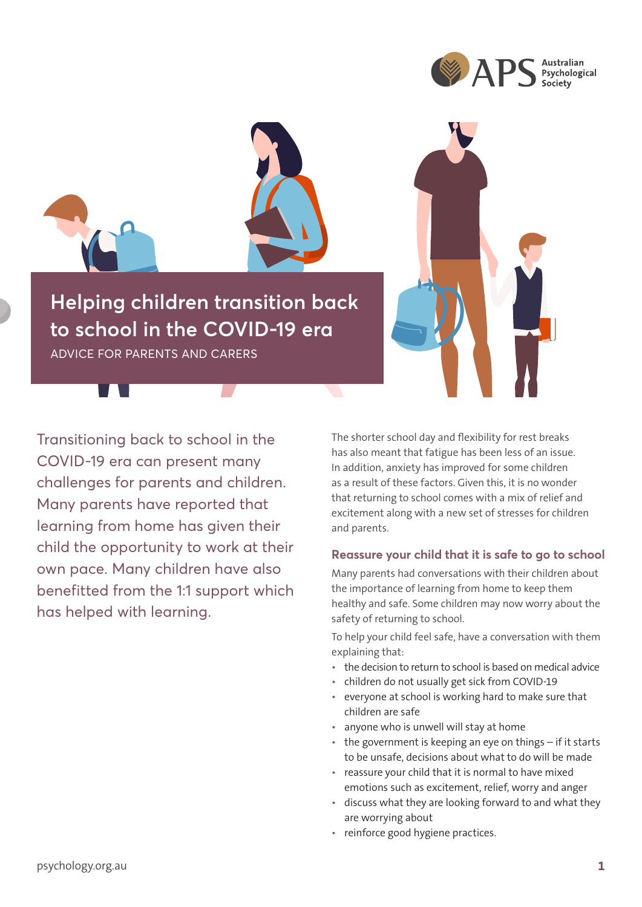# Helping children transition back to school in the COVID-19 era

ADVICE FOR PARENTS AND CARERS

Transitioning back to school in the COVID-19 era can present many challenges for parents and children. Many parents have reported that learning from home has given their child the opportunity to work at their own pace. Many children have also benefitted from the 1:1 support which has helped with learning.

The shorter school day and flexibility for rest breaks has also meant that fatigue has been less of an issue. In addition, anxiety has improved for some children as a result of these factors. Given this, it is no wonder that returning to school comes with a mix of relief and excitement along with a new set of stresses for children and parents.

## Reassure your child that it is safe to go to school

Many parents had conversations with their children about the importance of learning from home to keep them healthy and safe. Some children may now worry about the safety of returning to school.

To help your child feel safe, have a conversation with them explaining that:

- the decision to return to school is based on medical advice
- children do not usually get sick from COVID-19
- everyone at school is working hard to make sure that children are safe
- anyone who is unwell will stay at home
- the government is keeping an eye on things – if it starts to be unsafe, decisions about what to do will be made
- reassure your child that it is normal to have mixed emotions such as excitement, relief, worry and anger
- discuss what they are looking forward to and what they are worrying about
- reinforce good hygiene practices.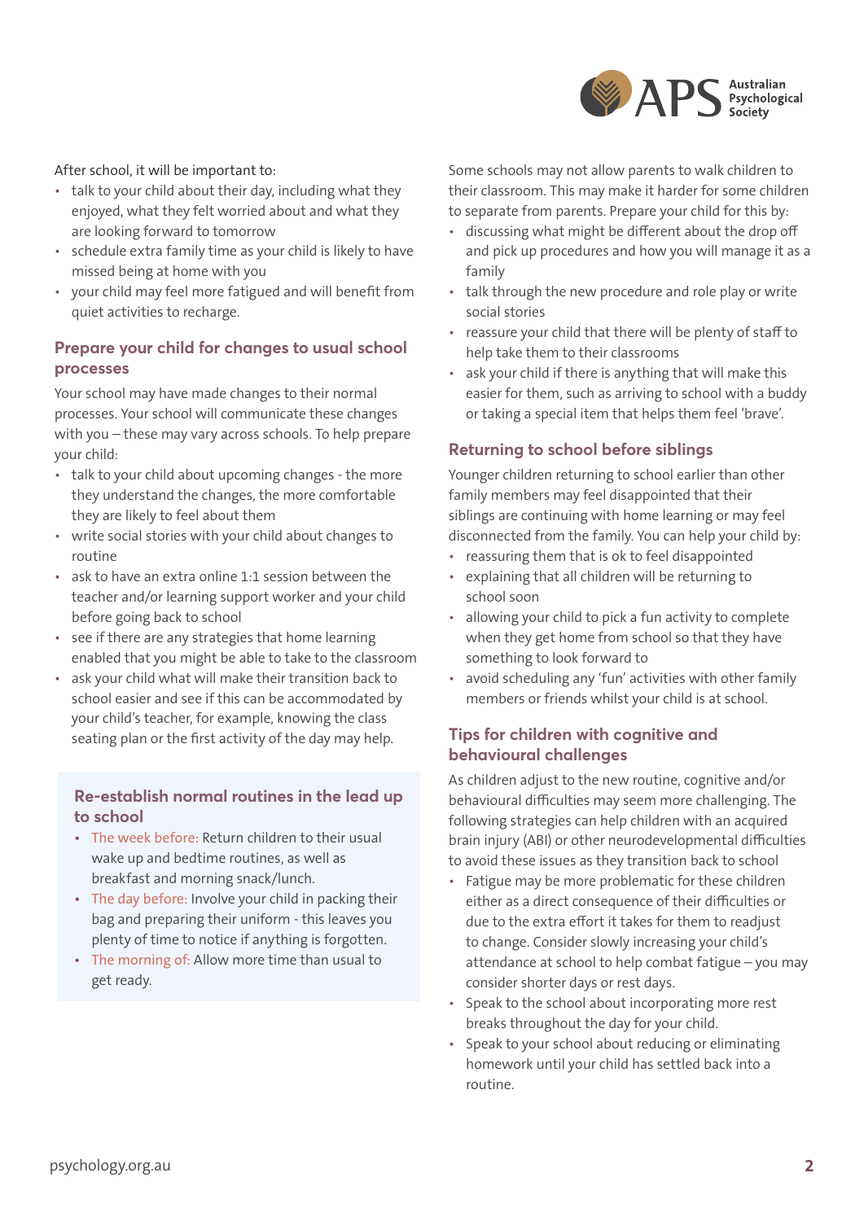After school, it will be important to:

- talk to your child about their day, including what they enjoyed, what they felt worried about and what they are looking forward to tomorrow
- schedule extra family time as your child is likely to have missed being at home with you
- your child may feel more fatigued and will benefit from quiet activities to recharge.

## Prepare your child for changes to usual school processes

Your school may have made changes to their normal processes. Your school will communicate these changes with you – these may vary across schools. To help prepare your child:

- talk to your child about upcoming changes - the more they understand the changes, the more comfortable they are likely to feel about them
- write social stories with your child about changes to routine
- ask to have an extra online 1:1 session between the teacher and/or learning support worker and your child before going back to school
- see if there are any strategies that home learning enabled that you might be able to take to the classroom
- ask your child what will make their transition back to school easier and see if this can be accommodated by your child's teacher, for example, knowing the class seating plan or the first activity of the day may help.

## Re-establish normal routines in the lead up to school

- The week before: Return children to their usual wake up and bedtime routines, as well as breakfast and morning snack/lunch.
- The day before: Involve your child in packing their bag and preparing their uniform - this leaves you plenty of time to notice if anything is forgotten.
- The morning of: Allow more time than usual to get ready.

Some schools may not allow parents to walk children to their classroom. This may make it harder for some children to separate from parents. Prepare your child for this by:

- discussing what might be different about the drop off and pick up procedures and how you will manage it as a family
- talk through the new procedure and role play or write social stories
- reassure your child that there will be plenty of staff to help take them to their classrooms
- ask your child if there is anything that will make this easier for them, such as arriving to school with a buddy or taking a special item that helps them feel 'brave'.

## Returning to school before siblings

Younger children returning to school earlier than other family members may feel disappointed that their siblings are continuing with home learning or may feel disconnected from the family. You can help your child by:

- reassuring them that is ok to feel disappointed
- explaining that all children will be returning to school soon
- allowing your child to pick a fun activity to complete when they get home from school so that they have something to look forward to
- avoid scheduling any 'fun' activities with other family members or friends whilst your child is at school.

## Tips for children with cognitive and behavioural challenges

As children adjust to the new routine, cognitive and/or behavioural difficulties may seem more challenging. The following strategies can help children with an acquired brain injury (ABI) or other neurodevelopmental difficulties to avoid these issues as they transition back to school

- Fatigue may be more problematic for these children either as a direct consequence of their difficulties or due to the extra effort it takes for them to readjust to change. Consider slowly increasing your child's attendance at school to help combat fatigue – you may consider shorter days or rest days.
- Speak to the school about incorporating more rest breaks throughout the day for your child.
- Speak to your school about reducing or eliminating homework until your child has settled back into a routine.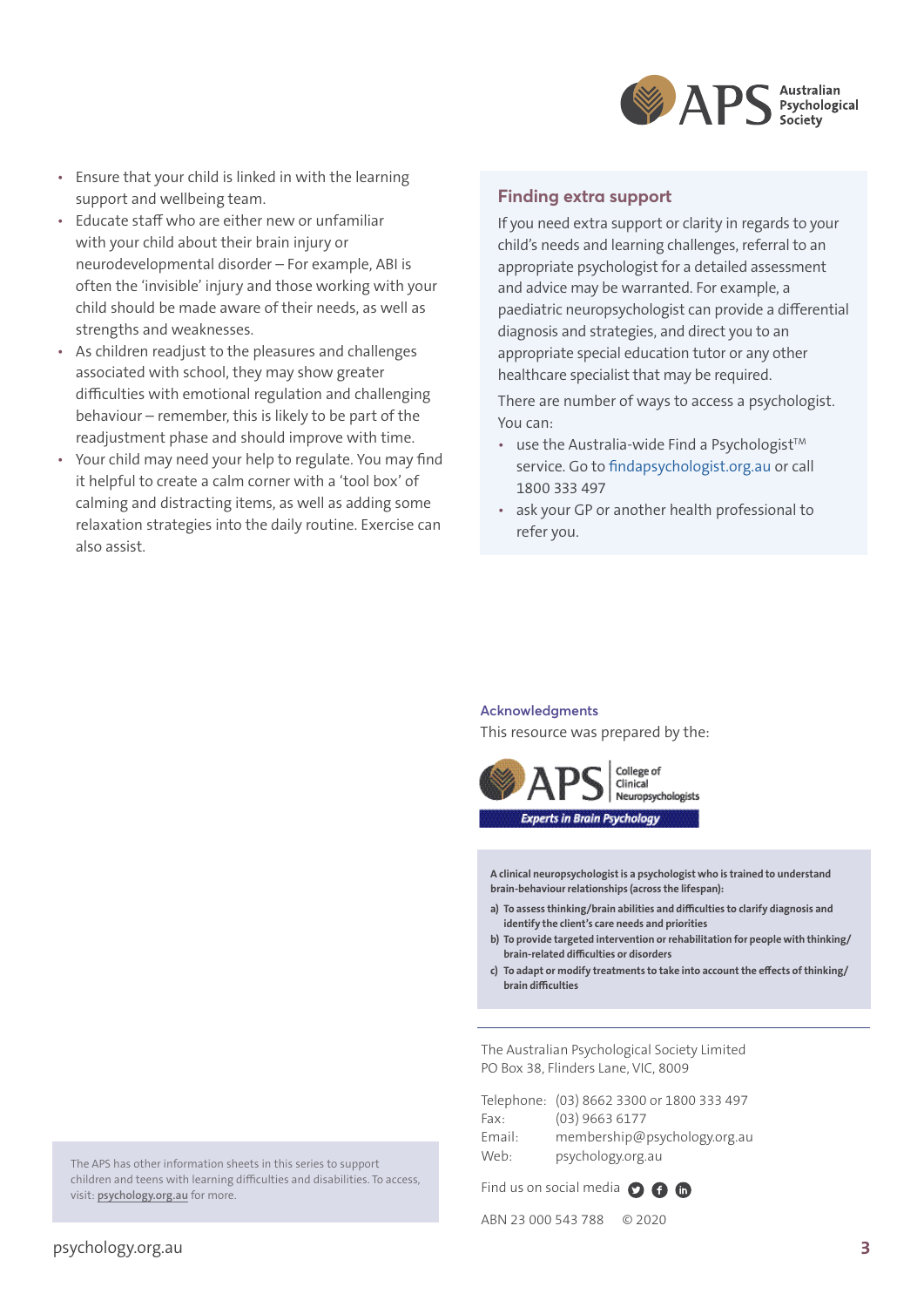- Ensure that your child is linked in with the learning support and wellbeing team.
- Educate staff who are either new or unfamiliar with your child about their brain injury or neurodevelopmental disorder – For example, ABI is often the 'invisible' injury and those working with your child should be made aware of their needs, as well as strengths and weaknesses.
- As children readjust to the pleasures and challenges associated with school, they may show greater difficulties with emotional regulation and challenging behaviour – remember, this is likely to be part of the readjustment phase and should improve with time.
- Your child may need your help to regulate. You may find it helpful to create a calm corner with a 'tool box' of calming and distracting items, as well as adding some relaxation strategies into the daily routine. Exercise can also assist.

## Finding extra support

If you need extra support or clarity in regards to your child's needs and learning challenges, referral to an appropriate psychologist for a detailed assessment and advice may be warranted. For example, a paediatric neuropsychologist can provide a differential diagnosis and strategies, and direct you to an appropriate special education tutor or any other healthcare specialist that may be required.

There are number of ways to access a psychologist. You can:

- use the Australia-wide Find a Psychologist™ service. Go to findapsychologist.org.au or call 1800 333 497
- ask your GP or another health professional to refer you.

The APS has other information sheets in this series to support children and teens with learning difficulties and disabilities. To access, visit: psychology.org.au for more.

### Acknowledgments

This resource was prepared by the:

APS College of Clinical Neuropsychologists

*Experts in Brain Psychology*

**A clinical neuropsychologist is a psychologist who is trained to understand brain-behaviour relationships (across the lifespan):**

**a) To assess thinking/brain abilities and difficulties to clarify diagnosis and identify the client's care needs and priorities**

**b) To provide targeted intervention or rehabilitation for people with thinking/brain-related difficulties or disorders**

**c) To adapt or modify treatments to take into account the effects of thinking/brain difficulties**

The Australian Psychological Society Limited
PO Box 38, Flinders Lane, VIC, 8009

Telephone: (03) 8662 3300 or 1800 333 497
Fax: (03) 9663 6177
Email: membership@psychology.org.au
Web: psychology.org.au

Find us on social media

ABN 23 000 543 788 © 2020